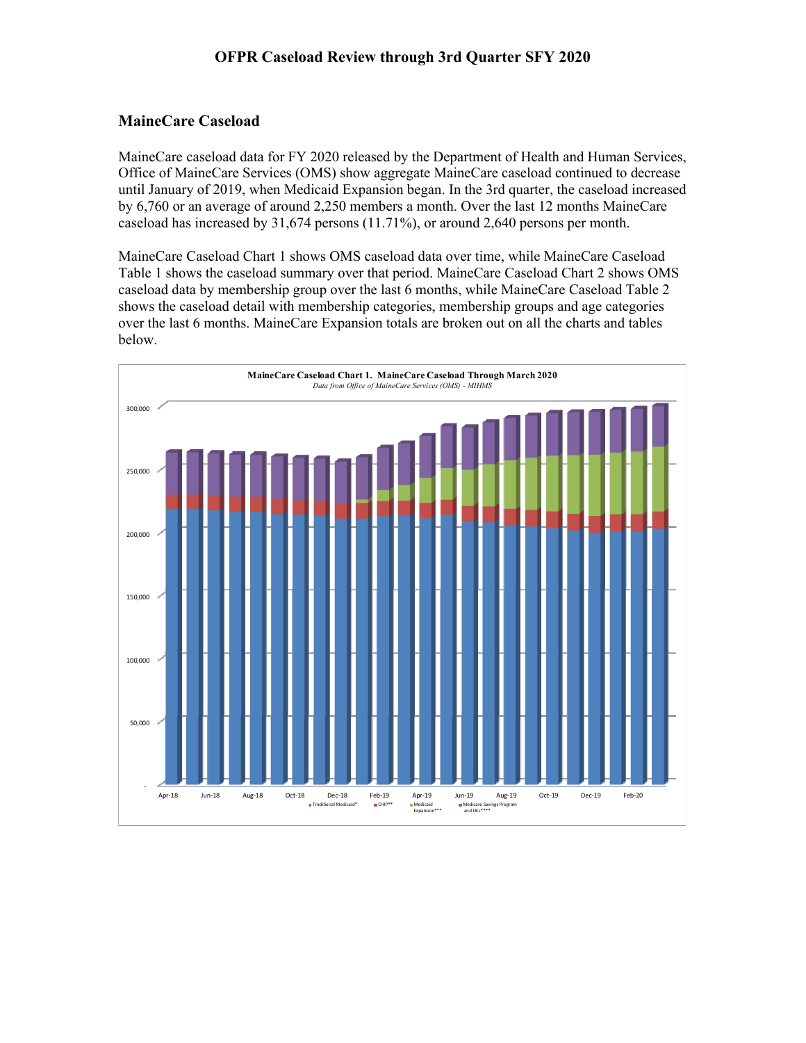## OFPR Caseload Review through 3rd Quarter SFY 2020

### MaineCare Caseload

MaineCare caseload data for FY 2020 released by the Department of Health and Human Services, Office of MaineCare Services (OMS) show aggregate MaineCare caseload continued to decrease until January of 2019, when Medicaid Expansion began. In the 3rd quarter, the caseload increased by 6,760 or an average of around 2,250 members a month. Over the last 12 months MaineCare caseload has increased by 31,674 persons (11.71%), or around 2,640 persons per month.

MaineCare Caseload Chart 1 shows OMS caseload data over time, while MaineCare Caseload Table 1 shows the caseload summary over that period. MaineCare Caseload Chart 2 shows OMS caseload data by membership group over the last 6 months, while MaineCare Caseload Table 2 shows the caseload detail with membership categories, membership groups and age categories over the last 6 months. MaineCare Expansion totals are broken out on all the charts and tables below.

**MaineCare Caseload Chart 1. MaineCare Caseload Through March 2020**

*Data from Office of MaineCare Services (OMS) - MIHMS*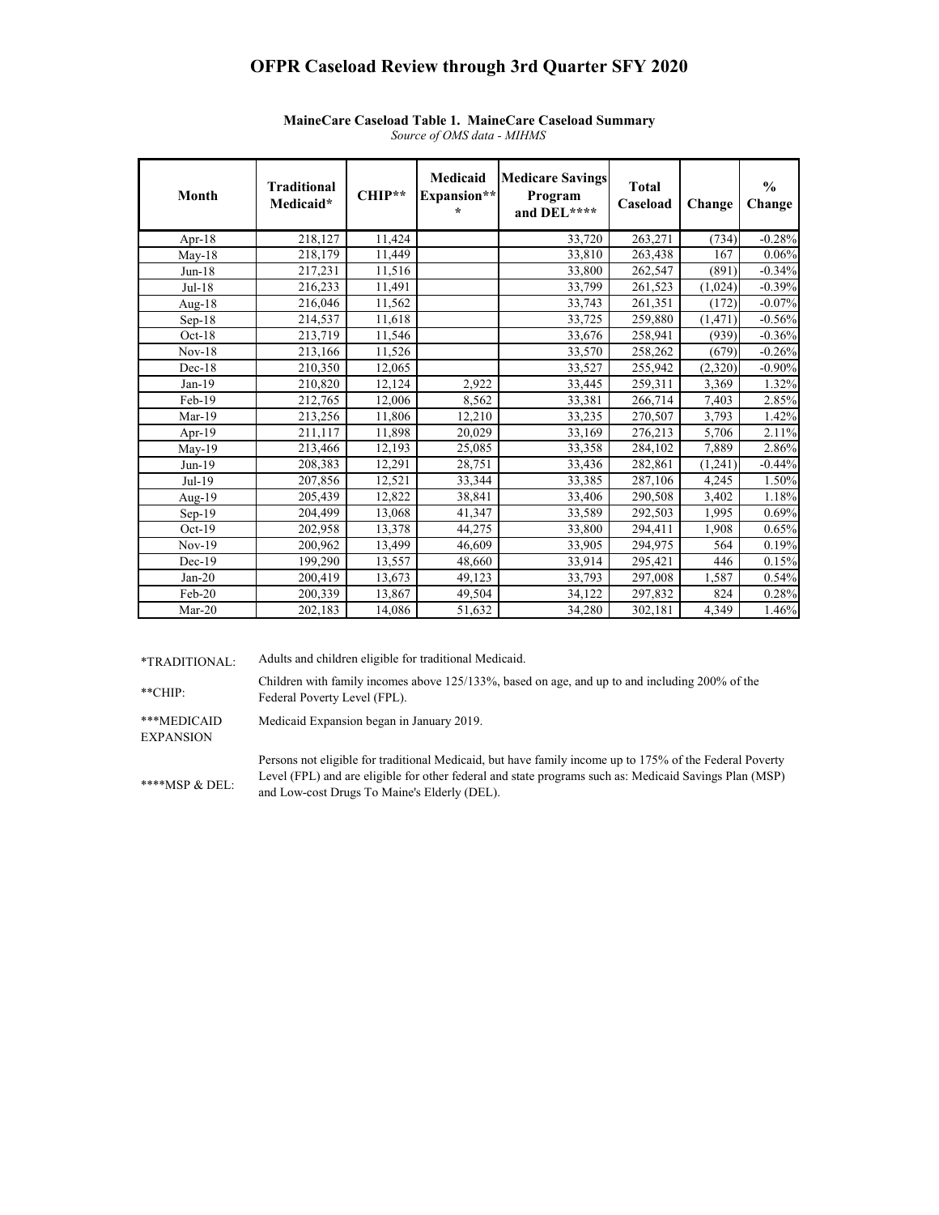# OFPR Caseload Review through 3rd Quarter SFY 2020

**MaineCare Caseload Table 1. MaineCare Caseload Summary**

*Source of OMS data - MIHMS*

| Month | Traditional Medicaid* | CHIP** | Medicaid Expansion*** | Medicare Savings Program and DEL**** | Total Caseload | Change | % Change |
|---|---|---|---|---|---|---|---|
| Apr-18 | 218,127 | 11,424 | | 33,720 | 263,271 | (734) | -0.28% |
| May-18 | 218,179 | 11,449 | | 33,810 | 263,438 | 167 | 0.06% |
| Jun-18 | 217,231 | 11,516 | | 33,800 | 262,547 | (891) | -0.34% |
| Jul-18 | 216,233 | 11,491 | | 33,799 | 261,523 | (1,024) | -0.39% |
| Aug-18 | 216,046 | 11,562 | | 33,743 | 261,351 | (172) | -0.07% |
| Sep-18 | 214,537 | 11,618 | | 33,725 | 259,880 | (1,471) | -0.56% |
| Oct-18 | 213,719 | 11,546 | | 33,676 | 258,941 | (939) | -0.36% |
| Nov-18 | 213,166 | 11,526 | | 33,570 | 258,262 | (679) | -0.26% |
| Dec-18 | 210,350 | 12,065 | | 33,527 | 255,942 | (2,320) | -0.90% |
| Jan-19 | 210,820 | 12,124 | 2,922 | 33,445 | 259,311 | 3,369 | 1.32% |
| Feb-19 | 212,765 | 12,006 | 8,562 | 33,381 | 266,714 | 7,403 | 2.85% |
| Mar-19 | 213,256 | 11,806 | 12,210 | 33,235 | 270,507 | 3,793 | 1.42% |
| Apr-19 | 211,117 | 11,898 | 20,029 | 33,169 | 276,213 | 5,706 | 2.11% |
| May-19 | 213,466 | 12,193 | 25,085 | 33,358 | 284,102 | 7,889 | 2.86% |
| Jun-19 | 208,383 | 12,291 | 28,751 | 33,436 | 282,861 | (1,241) | -0.44% |
| Jul-19 | 207,856 | 12,521 | 33,344 | 33,385 | 287,106 | 4,245 | 1.50% |
| Aug-19 | 205,439 | 12,822 | 38,841 | 33,406 | 290,508 | 3,402 | 1.18% |
| Sep-19 | 204,499 | 13,068 | 41,347 | 33,589 | 292,503 | 1,995 | 0.69% |
| Oct-19 | 202,958 | 13,378 | 44,275 | 33,800 | 294,411 | 1,908 | 0.65% |
| Nov-19 | 200,962 | 13,499 | 46,609 | 33,905 | 294,975 | 564 | 0.19% |
| Dec-19 | 199,290 | 13,557 | 48,660 | 33,914 | 295,421 | 446 | 0.15% |
| Jan-20 | 200,419 | 13,673 | 49,123 | 33,793 | 297,008 | 1,587 | 0.54% |
| Feb-20 | 200,339 | 13,867 | 49,504 | 34,122 | 297,832 | 824 | 0.28% |
| Mar-20 | 202,183 | 14,086 | 51,632 | 34,280 | 302,181 | 4,349 | 1.46% |

*TRADITIONAL: Adults and children eligible for traditional Medicaid.

**CHIP: Children with family incomes above 125/133%, based on age, and up to and including 200% of the Federal Poverty Level (FPL).

***MEDICAID EXPANSION: Medicaid Expansion began in January 2019.

****MSP & DEL: Persons not eligible for traditional Medicaid, but have family income up to 175% of the Federal Poverty Level (FPL) and are eligible for other federal and state programs such as: Medicaid Savings Plan (MSP) and Low-cost Drugs To Maine's Elderly (DEL).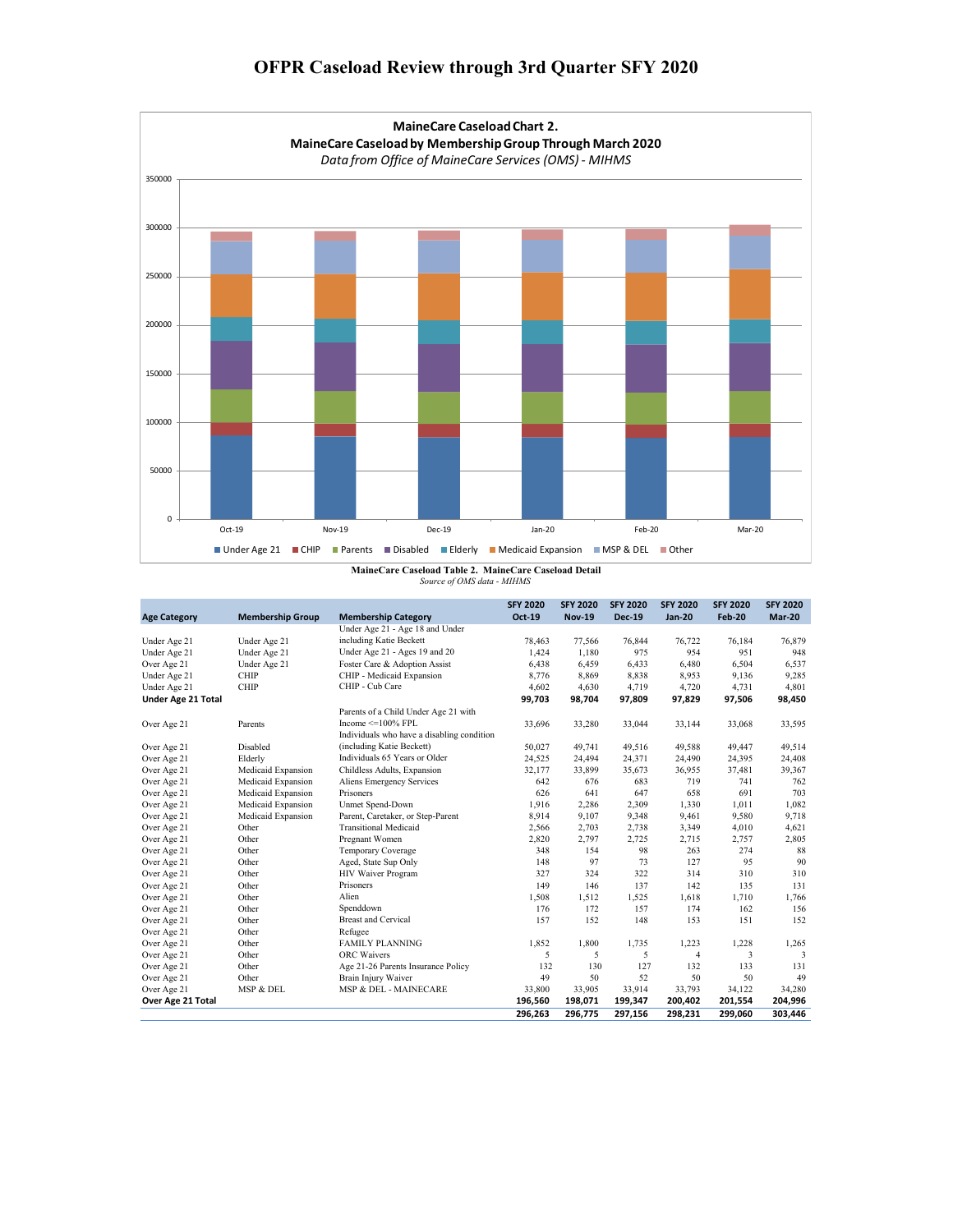# OFPR Caseload Review through 3rd Quarter SFY 2020

MaineCare Caseload Chart 2.
MaineCare Caseload by Membership Group Through March 2020
*Data from Office of MaineCare Services (OMS) - MIHMS*

350000
300000
250000
200000
150000
100000
50000
0

Oct-19 Nov-19 Dec-19 Jan-20 Feb-20 Mar-20

Under Age 21 · CHIP · Parents · Disabled · Elderly · Medicaid Expansion · MSP & DEL · Other

**MaineCare Caseload Table 2. MaineCare Caseload Detail**
*Source of OMS data - MIHMS*

| Age Category | Membership Group | Membership Category | SFY 2020 Oct-19 | SFY 2020 Nov-19 | SFY 2020 Dec-19 | SFY 2020 Jan-20 | SFY 2020 Feb-20 | SFY 2020 Mar-20 |
|---|---|---|---|---|---|---|---|---|
| Under Age 21 | Under Age 21 | Under Age 21 - Age 18 and Under including Katie Beckett | 78,463 | 77,566 | 76,844 | 76,722 | 76,184 | 76,879 |
| Under Age 21 | Under Age 21 | Under Age 21 - Ages 19 and 20 | 1,424 | 1,180 | 975 | 954 | 951 | 948 |
| Over Age 21 | Under Age 21 | Foster Care & Adoption Assist | 6,438 | 6,459 | 6,433 | 6,480 | 6,504 | 6,537 |
| Under Age 21 | CHIP | CHIP - Medicaid Expansion | 8,776 | 8,869 | 8,838 | 8,953 | 9,136 | 9,285 |
| Under Age 21 | CHIP | CHIP - Cub Care | 4,602 | 4,630 | 4,719 | 4,720 | 4,731 | 4,801 |
| **Under Age 21 Total** | | | **99,703** | **98,704** | **97,809** | **97,829** | **97,506** | **98,450** |
| Over Age 21 | Parents | Parents of a Child Under Age 21 with Income <=100% FPL | 33,696 | 33,280 | 33,044 | 33,144 | 33,068 | 33,595 |
| Over Age 21 | Disabled | Individuals who have a disabling condition (including Katie Beckett) | 50,027 | 49,741 | 49,516 | 49,588 | 49,447 | 49,514 |
| Over Age 21 | Elderly | Individuals 65 Years or Older | 24,525 | 24,494 | 24,371 | 24,490 | 24,395 | 24,408 |
| Over Age 21 | Medicaid Expansion | Childless Adults, Expansion | 32,177 | 33,899 | 35,673 | 36,955 | 37,481 | 39,367 |
| Over Age 21 | Medicaid Expansion | Aliens Emergency Services | 642 | 676 | 683 | 719 | 741 | 762 |
| Over Age 21 | Medicaid Expansion | Prisoners | 626 | 641 | 647 | 658 | 691 | 703 |
| Over Age 21 | Medicaid Expansion | Unmet Spend-Down | 1,916 | 2,286 | 2,309 | 1,330 | 1,011 | 1,082 |
| Over Age 21 | Medicaid Expansion | Parent, Caretaker, or Step-Parent | 8,914 | 9,107 | 9,348 | 9,461 | 9,580 | 9,718 |
| Over Age 21 | Other | Transitional Medicaid | 2,566 | 2,703 | 2,738 | 3,349 | 4,010 | 4,621 |
| Over Age 21 | Other | Pregnant Women | 2,820 | 2,797 | 2,725 | 2,715 | 2,757 | 2,805 |
| Over Age 21 | Other | Temporary Coverage | 348 | 154 | 98 | 263 | 274 | 88 |
| Over Age 21 | Other | Aged, State Sup Only | 148 | 97 | 73 | 127 | 95 | 90 |
| Over Age 21 | Other | HIV Waiver Program | 327 | 324 | 322 | 314 | 310 | 310 |
| Over Age 21 | Other | Prisoners | 149 | 146 | 137 | 142 | 135 | 131 |
| Over Age 21 | Other | Alien | 1,508 | 1,512 | 1,525 | 1,618 | 1,710 | 1,766 |
| Over Age 21 | Other | Spenddown | 176 | 172 | 157 | 174 | 162 | 156 |
| Over Age 21 | Other | Breast and Cervical | 157 | 152 | 148 | 153 | 151 | 152 |
| Over Age 21 | Other | Refugee | | | | | | |
| Over Age 21 | Other | FAMILY PLANNING | 1,852 | 1,800 | 1,735 | 1,223 | 1,228 | 1,265 |
| Over Age 21 | Other | ORC Waivers | 5 | 5 | 5 | 4 | 3 | 3 |
| Over Age 21 | Other | Age 21-26 Parents Insurance Policy | 132 | 130 | 127 | 132 | 133 | 131 |
| Over Age 21 | Other | Brain Injury Waiver | 49 | 50 | 52 | 50 | 50 | 49 |
| Over Age 21 | MSP & DEL | MSP & DEL - MAINECARE | 33,800 | 33,905 | 33,914 | 33,793 | 34,122 | 34,280 |
| **Over Age 21 Total** | | | **196,560** | **198,071** | **199,347** | **200,402** | **201,554** | **204,996** |
| | | | **296,263** | **296,775** | **297,156** | **298,231** | **299,060** | **303,446** |